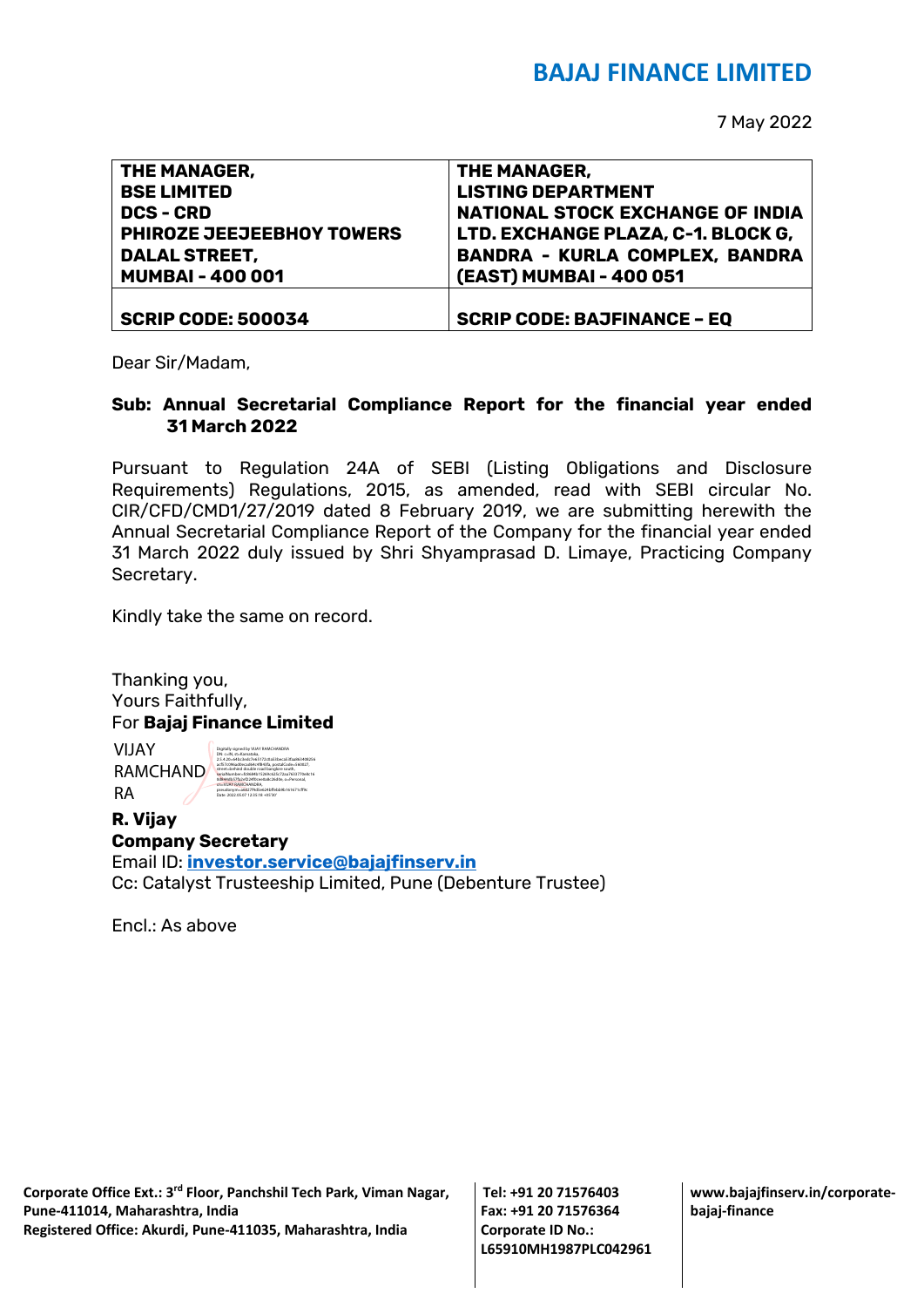# BAJAJ FINANCE LIMITED

7 May 2022

| THE MANAGER,<br>BSE LIMITED<br>DCS - CRD<br>PHIROZE JEEJEEBHOY TOWERS<br>DALAL STREET,<br>MUMBAI - 400 001 | THE MANAGER,<br>LISTING DEPARTMENT<br>NATIONAL STOCK EXCHANGE OF INDIA<br>LTD. EXCHANGE PLAZA, C-1. BLOCK G,<br>BANDRA - KURLA COMPLEX, BANDRA<br>(EAST) MUMBAI - 400 051 |
|---|---|
| **SCRIP CODE: 500034** | **SCRIP CODE: BAJFINANCE – EQ** |

Dear Sir/Madam,

**Sub: Annual Secretarial Compliance Report for the financial year ended 31 March 2022**

Pursuant to Regulation 24A of SEBI (Listing Obligations and Disclosure Requirements) Regulations, 2015, as amended, read with SEBI circular No. CIR/CFD/CMD1/27/2019 dated 8 February 2019, we are submitting herewith the Annual Secretarial Compliance Report of the Company for the financial year ended 31 March 2022 duly issued by Shri Shyamprasad D. Limaye, Practicing Company Secretary.

Kindly take the same on record.

Thanking you,
Yours Faithfully,
For **Bajaj Finance Limited**

VIJAY RAMCHANDRA

Digitally signed by VIJAY RAMCHANDRA
Date: 2022.05.07 12:35:18 +05'30'

**R. Vijay**
**Company Secretary**
Email ID: **investor.service@bajajfinserv.in**
Cc: Catalyst Trusteeship Limited, Pune (Debenture Trustee)

Encl.: As above

**Corporate Office Ext.: 3rd Floor, Panchshil Tech Park, Viman Nagar, Pune-411014, Maharashtra, India**
**Registered Office: Akurdi, Pune-411035, Maharashtra, India**
**Tel: +91 20 71576403**
**Fax: +91 20 71576364**
**Corporate ID No.: L65910MH1987PLC042961**
**www.bajajfinserv.in/corporate-bajaj-finance**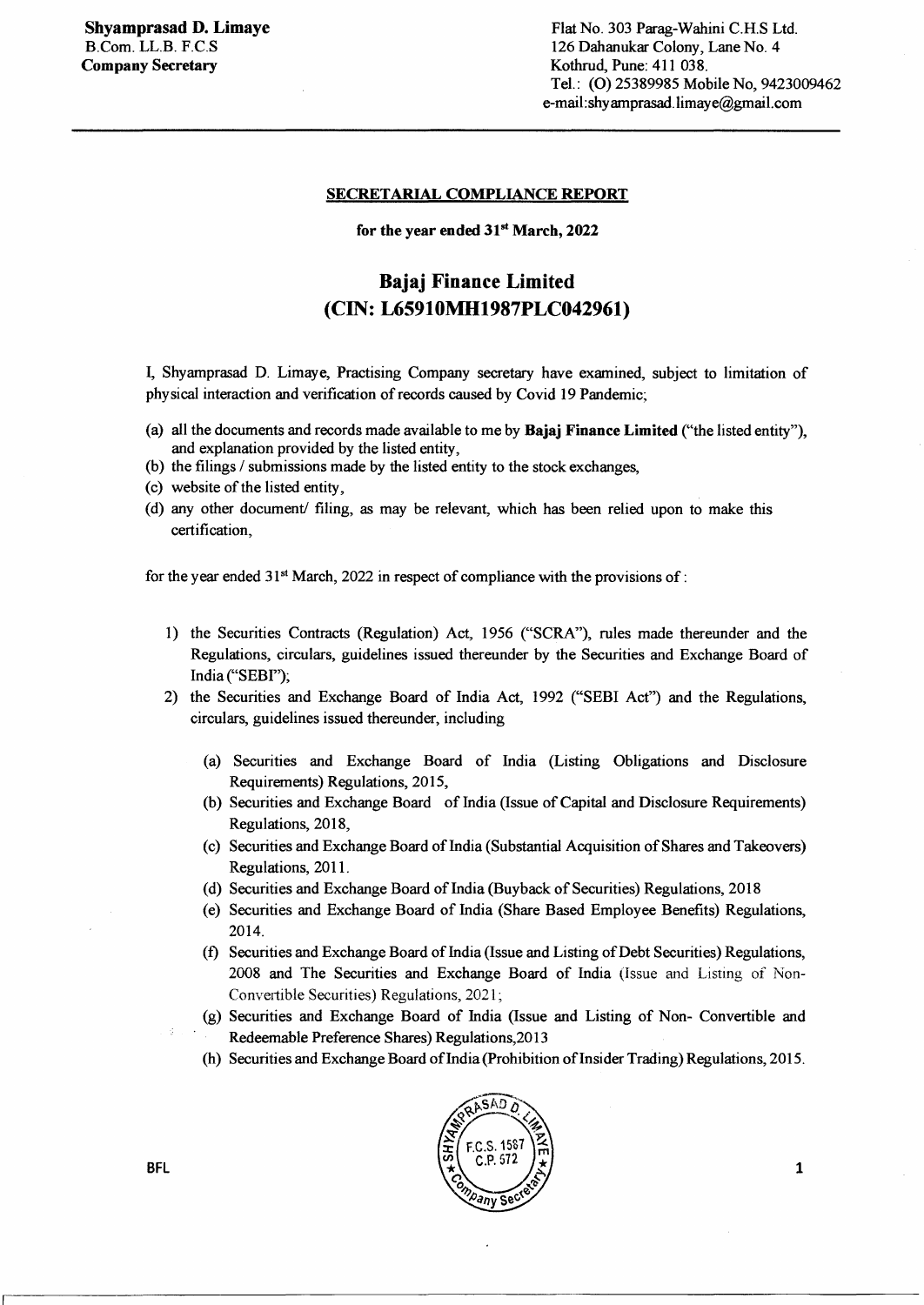**Shyamprasad D. Limaye**
B.Com. LL.B. F.C.S
**Company Secretary**

Flat No. 303 Parag-Wahini C.H.S Ltd.
126 Dahanukar Colony, Lane No. 4
Kothrud, Pune: 411 038.
Tel.: (O) 25389985 Mobile No, 9423009462
e-mail:shyamprasad.limaye@gmail.com

---

**SECRETARIAL COMPLIANCE REPORT**

**for the year ended 31st March, 2022**

## Bajaj Finance Limited
## (CIN: L65910MH1987PLC042961)

I, Shyamprasad D. Limaye, Practising Company secretary have examined, subject to limitation of physical interaction and verification of records caused by Covid 19 Pandemic;

(a) all the documents and records made available to me by **Bajaj Finance Limited** ("the listed entity"), and explanation provided by the listed entity,
(b) the filings / submissions made by the listed entity to the stock exchanges,
(c) website of the listed entity,
(d) any other document/ filing, as may be relevant, which has been relied upon to make this certification,

for the year ended 31st March, 2022 in respect of compliance with the provisions of :

1) the Securities Contracts (Regulation) Act, 1956 ("SCRA"), rules made thereunder and the Regulations, circulars, guidelines issued thereunder by the Securities and Exchange Board of India ("SEBI");
2) the Securities and Exchange Board of India Act, 1992 ("SEBI Act") and the Regulations, circulars, guidelines issued thereunder, including
   (a) Securities and Exchange Board of India (Listing Obligations and Disclosure Requirements) Regulations, 2015,
   (b) Securities and Exchange Board of India (Issue of Capital and Disclosure Requirements) Regulations, 2018,
   (c) Securities and Exchange Board of India (Substantial Acquisition of Shares and Takeovers) Regulations, 2011.
   (d) Securities and Exchange Board of India (Buyback of Securities) Regulations, 2018
   (e) Securities and Exchange Board of India (Share Based Employee Benefits) Regulations, 2014.
   (f) Securities and Exchange Board of India (Issue and Listing of Debt Securities) Regulations, 2008 and The Securities and Exchange Board of India (Issue and Listing of Non-Convertible Securities) Regulations, 2021;
   (g) Securities and Exchange Board of India (Issue and Listing of Non- Convertible and Redeemable Preference Shares) Regulations,2013
   (h) Securities and Exchange Board of India (Prohibition of Insider Trading) Regulations, 2015.

BFL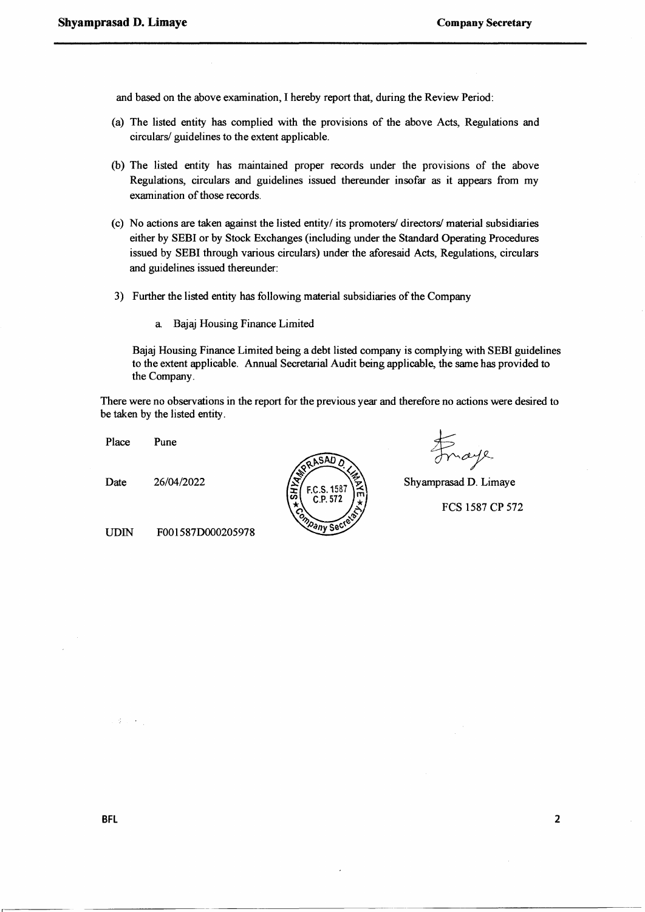and based on the above examination, I hereby report that, during the Review Period:

(a) The listed entity has complied with the provisions of the above Acts, Regulations and circulars/ guidelines to the extent applicable.

(b) The listed entity has maintained proper records under the provisions of the above Regulations, circulars and guidelines issued thereunder insofar as it appears from my examination of those records.

(c) No actions are taken against the listed entity/ its promoters/ directors/ material subsidiaries either by SEBI or by Stock Exchanges (including under the Standard Operating Procedures issued by SEBI through various circulars) under the aforesaid Acts, Regulations, circulars and guidelines issued thereunder:

3) Further the listed entity has following material subsidiaries of the Company

   a. Bajaj Housing Finance Limited

   Bajaj Housing Finance Limited being a debt listed company is complying with SEBI guidelines to the extent applicable. Annual Secretarial Audit being applicable, the same has provided to the Company.

There were no observations in the report for the previous year and therefore no actions were desired to be taken by the listed entity.

Place Pune

Date 26/04/2022

UDIN F001587D000205978

SHYAMPRASAD D. LIMAYE
F.C.S. 1587
C.P. 572
Company Secretary

Shyamprasad D. Limaye

FCS 1587 CP 572